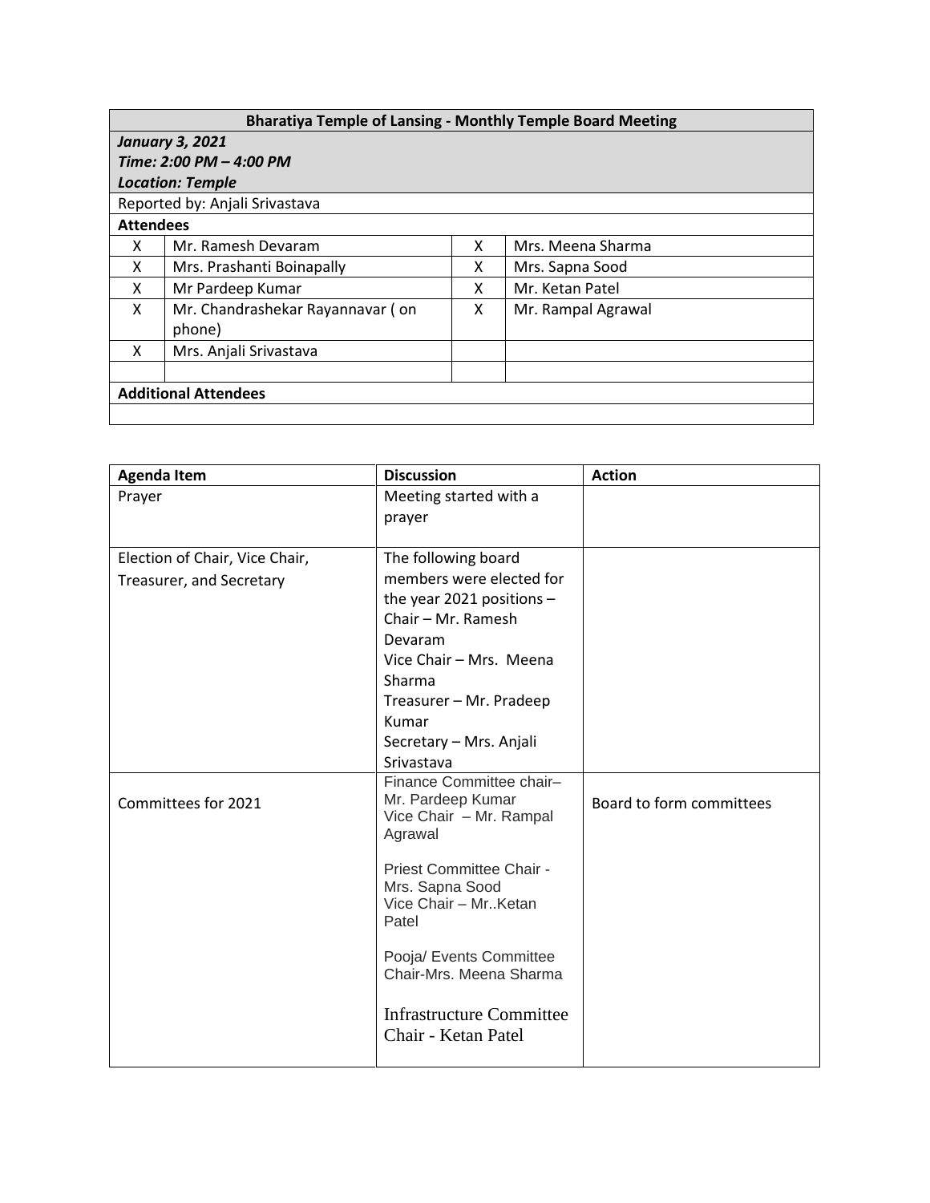| **Bharatiya Temple of Lansing - Monthly Temple Board Meeting** | | | |
|---|---|---|---|
| ***January 3, 2021*** <br> ***Time: 2:00 PM – 4:00 PM*** <br> ***Location: Temple*** | | | |
| Reported by: Anjali Srivastava | | | |
| **Attendees** | | | |
| X | Mr. Ramesh Devaram | X | Mrs. Meena Sharma |
| X | Mrs. Prashanti Boinapally | X | Mrs. Sapna Sood |
| X | Mr Pardeep Kumar | X | Mr. Ketan Patel |
| X | Mr. Chandrashekar Rayannavar ( on phone) | X | Mr. Rampal Agrawal |
| X | Mrs. Anjali Srivastava | | |
| | | | |
| **Additional Attendees** | | | |
| | | | |

| **Agenda Item** | **Discussion** | **Action** |
|---|---|---|
| Prayer | Meeting started with a prayer | |
| Election of Chair, Vice Chair, Treasurer, and Secretary | The following board members were elected for the year 2021 positions – <br> Chair – Mr. Ramesh Devaram <br> Vice Chair – Mrs. Meena Sharma <br> Treasurer – Mr. Pradeep Kumar <br> Secretary – Mrs. Anjali Srivastava | |
| Committees for 2021 | Finance Committee chair– Mr. Pardeep Kumar <br> Vice Chair – Mr. Rampal Agrawal <br><br> Priest Committee Chair - Mrs. Sapna Sood <br> Vice Chair – Mr..Ketan Patel <br><br> Pooja/ Events Committee Chair-Mrs. Meena Sharma <br><br> Infrastructure Committee Chair - Ketan Patel | Board to form committees |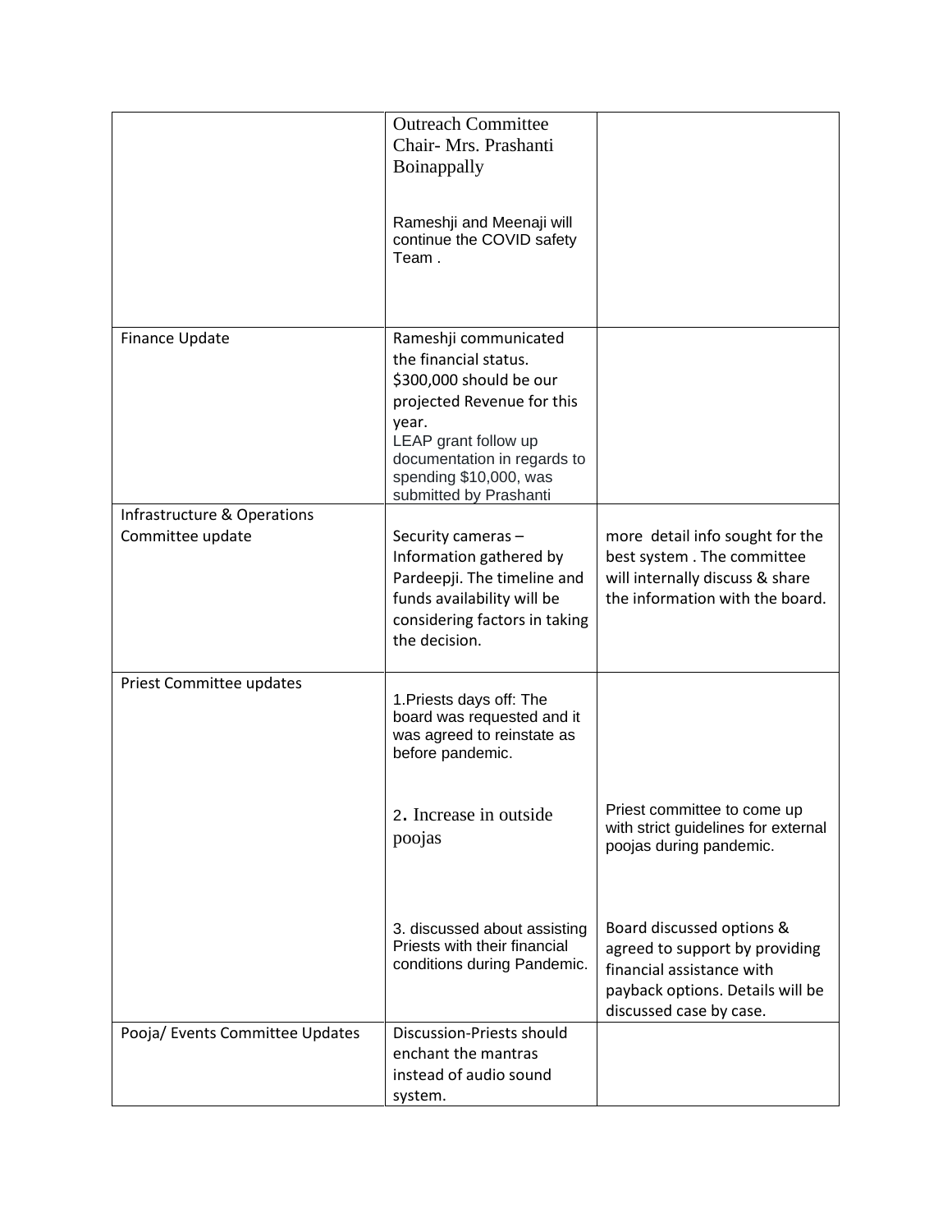| | | |
|---|---|---|
| | Outreach Committee Chair- Mrs. Prashanti Boinappally<br><br>Rameshji and Meenaji will continue the COVID safety Team . | |
| Finance Update | Rameshji communicated the financial status. $300,000 should be our projected Revenue for this year.<br>LEAP grant follow up documentation in regards to spending $10,000, was submitted by Prashanti | |
| Infrastructure & Operations Committee update | Security cameras – Information gathered by Pardeepji. The timeline and funds availability will be considering factors in taking the decision. | more detail info sought for the best system . The committee will internally discuss & share the information with the board. |
| Priest Committee updates | 1.Priests days off: The board was requested and it was agreed to reinstate as before pandemic. | |
| | 2. Increase in outside poojas | Priest committee to come up with strict guidelines for external poojas during pandemic. |
| | 3. discussed about assisting Priests with their financial conditions during Pandemic. | Board discussed options & agreed to support by providing financial assistance with payback options. Details will be discussed case by case. |
| Pooja/ Events Committee Updates | Discussion-Priests should enchant the mantras instead of audio sound system. | |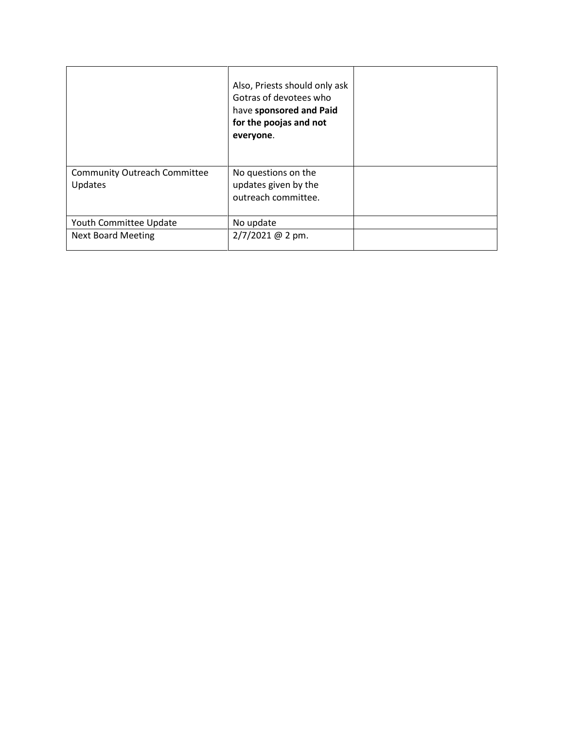| | | |
|---|---|---|
| | Also, Priests should only ask Gotras of devotees who have **sponsored and Paid for the poojas and not everyone**. | |
| Community Outreach Committee Updates | No questions on the updates given by the outreach committee. | |
| Youth Committee Update | No update | |
| Next Board Meeting | 2/7/2021 @ 2 pm. | |